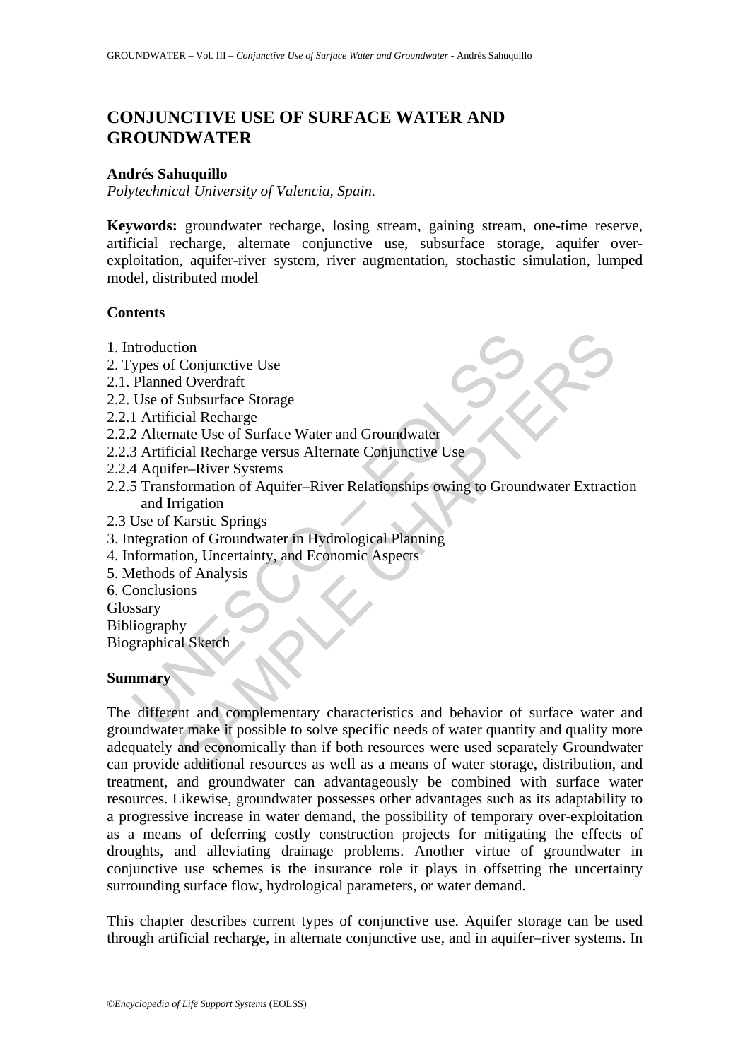# CONJUNCTIVE USE OF SURFACE WATER AND GROUNDWATER

**Andrés Sahuquillo**
*Polytechnical University of Valencia, Spain.*

**Keywords:** groundwater recharge, losing stream, gaining stream, one-time reserve, artificial recharge, alternate conjunctive use, subsurface storage, aquifer over-exploitation, aquifer-river system, river augmentation, stochastic simulation, lumped model, distributed model

## Contents

1. Introduction
2. Types of Conjunctive Use
2.1. Planned Overdraft
2.2. Use of Subsurface Storage
2.2.1 Artificial Recharge
2.2.2 Alternate Use of Surface Water and Groundwater
2.2.3 Artificial Recharge versus Alternate Conjunctive Use
2.2.4 Aquifer–River Systems
2.2.5 Transformation of Aquifer–River Relationships owing to Groundwater Extraction and Irrigation
2.3 Use of Karstic Springs
3. Integration of Groundwater in Hydrological Planning
4. Information, Uncertainty, and Economic Aspects
5. Methods of Analysis
6. Conclusions
Glossary
Bibliography
Biographical Sketch

## Summary

The different and complementary characteristics and behavior of surface water and groundwater make it possible to solve specific needs of water quantity and quality more adequately and economically than if both resources were used separately Groundwater can provide additional resources as well as a means of water storage, distribution, and treatment, and groundwater can advantageously be combined with surface water resources. Likewise, groundwater possesses other advantages such as its adaptability to a progressive increase in water demand, the possibility of temporary over-exploitation as a means of deferring costly construction projects for mitigating the effects of droughts, and alleviating drainage problems. Another virtue of groundwater in conjunctive use schemes is the insurance role it plays in offsetting the uncertainty surrounding surface flow, hydrological parameters, or water demand.

This chapter describes current types of conjunctive use. Aquifer storage can be used through artificial recharge, in alternate conjunctive use, and in aquifer–river systems. In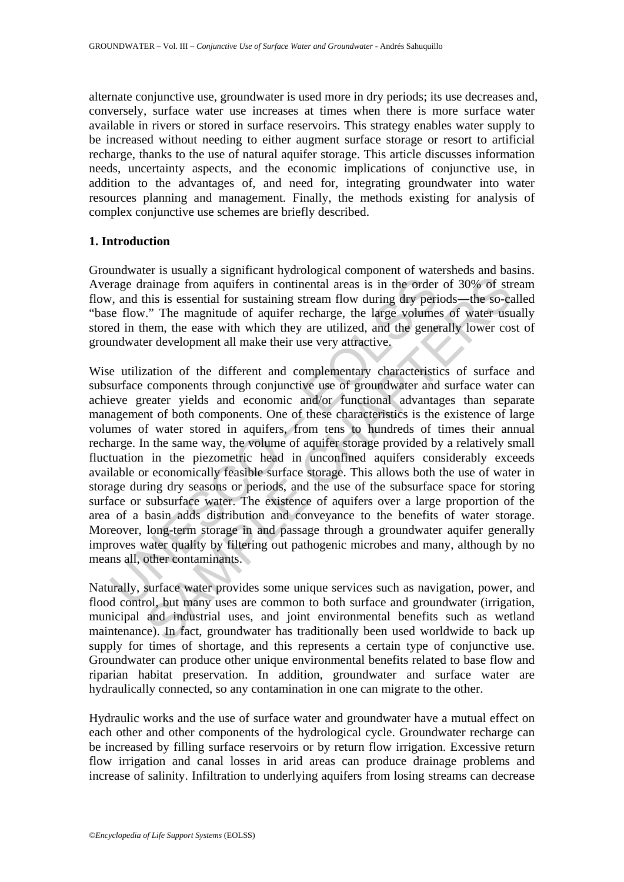alternate conjunctive use, groundwater is used more in dry periods; its use decreases and, conversely, surface water use increases at times when there is more surface water available in rivers or stored in surface reservoirs. This strategy enables water supply to be increased without needing to either augment surface storage or resort to artificial recharge, thanks to the use of natural aquifer storage. This article discusses information needs, uncertainty aspects, and the economic implications of conjunctive use, in addition to the advantages of, and need for, integrating groundwater into water resources planning and management. Finally, the methods existing for analysis of complex conjunctive use schemes are briefly described.

## 1. Introduction

Groundwater is usually a significant hydrological component of watersheds and basins. Average drainage from aquifers in continental areas is in the order of 30% of stream flow, and this is essential for sustaining stream flow during dry periods—the so-called "base flow." The magnitude of aquifer recharge, the large volumes of water usually stored in them, the ease with which they are utilized, and the generally lower cost of groundwater development all make their use very attractive.

Wise utilization of the different and complementary characteristics of surface and subsurface components through conjunctive use of groundwater and surface water can achieve greater yields and economic and/or functional advantages than separate management of both components. One of these characteristics is the existence of large volumes of water stored in aquifers, from tens to hundreds of times their annual recharge. In the same way, the volume of aquifer storage provided by a relatively small fluctuation in the piezometric head in unconfined aquifers considerably exceeds available or economically feasible surface storage. This allows both the use of water in storage during dry seasons or periods, and the use of the subsurface space for storing surface or subsurface water. The existence of aquifers over a large proportion of the area of a basin adds distribution and conveyance to the benefits of water storage. Moreover, long-term storage in and passage through a groundwater aquifer generally improves water quality by filtering out pathogenic microbes and many, although by no means all, other contaminants.

Naturally, surface water provides some unique services such as navigation, power, and flood control, but many uses are common to both surface and groundwater (irrigation, municipal and industrial uses, and joint environmental benefits such as wetland maintenance). In fact, groundwater has traditionally been used worldwide to back up supply for times of shortage, and this represents a certain type of conjunctive use. Groundwater can produce other unique environmental benefits related to base flow and riparian habitat preservation. In addition, groundwater and surface water are hydraulically connected, so any contamination in one can migrate to the other.

Hydraulic works and the use of surface water and groundwater have a mutual effect on each other and other components of the hydrological cycle. Groundwater recharge can be increased by filling surface reservoirs or by return flow irrigation. Excessive return flow irrigation and canal losses in arid areas can produce drainage problems and increase of salinity. Infiltration to underlying aquifers from losing streams can decrease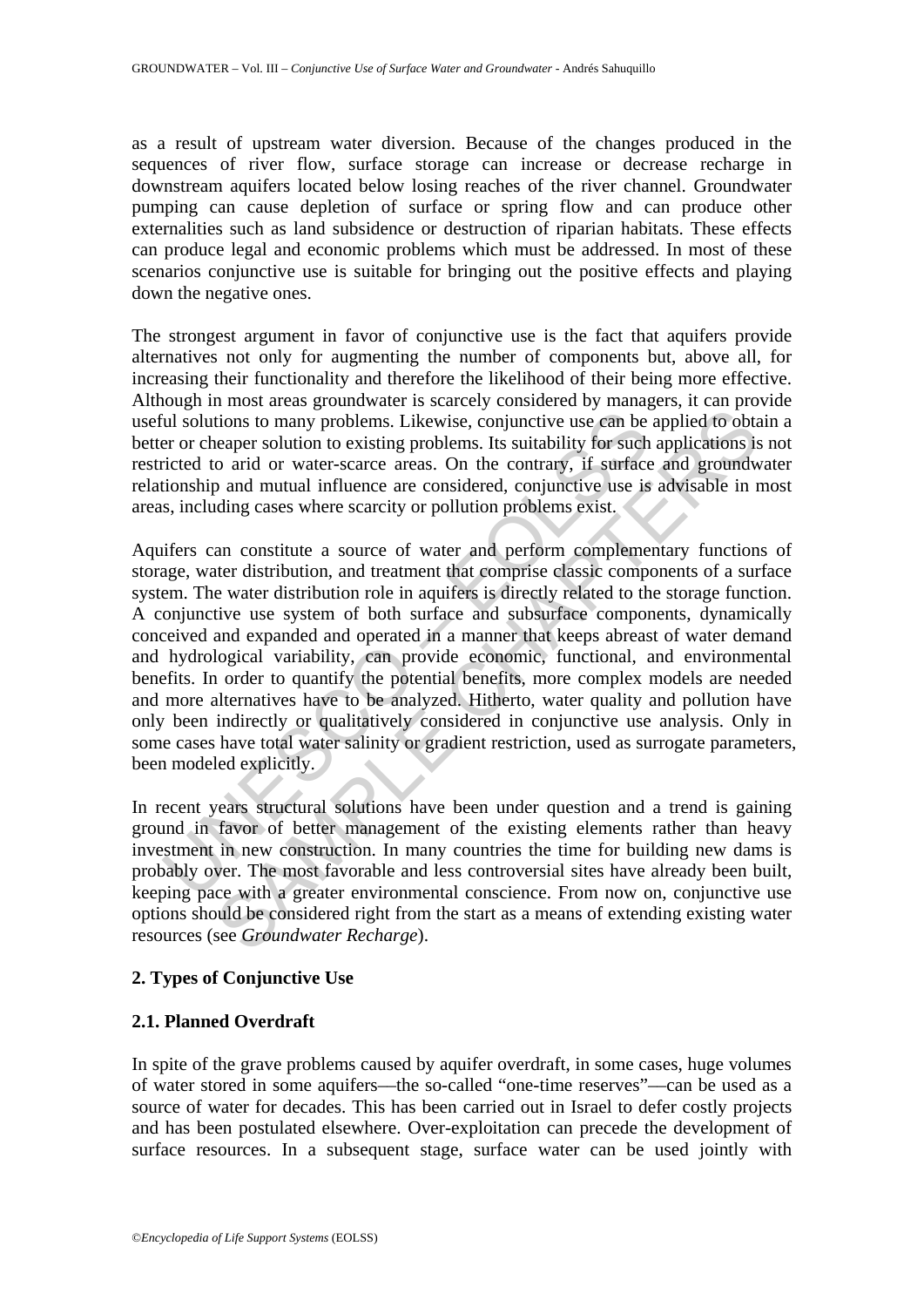as a result of upstream water diversion. Because of the changes produced in the sequences of river flow, surface storage can increase or decrease recharge in downstream aquifers located below losing reaches of the river channel. Groundwater pumping can cause depletion of surface or spring flow and can produce other externalities such as land subsidence or destruction of riparian habitats. These effects can produce legal and economic problems which must be addressed. In most of these scenarios conjunctive use is suitable for bringing out the positive effects and playing down the negative ones.

The strongest argument in favor of conjunctive use is the fact that aquifers provide alternatives not only for augmenting the number of components but, above all, for increasing their functionality and therefore the likelihood of their being more effective. Although in most areas groundwater is scarcely considered by managers, it can provide useful solutions to many problems. Likewise, conjunctive use can be applied to obtain a better or cheaper solution to existing problems. Its suitability for such applications is not restricted to arid or water-scarce areas. On the contrary, if surface and groundwater relationship and mutual influence are considered, conjunctive use is advisable in most areas, including cases where scarcity or pollution problems exist.

Aquifers can constitute a source of water and perform complementary functions of storage, water distribution, and treatment that comprise classic components of a surface system. The water distribution role in aquifers is directly related to the storage function. A conjunctive use system of both surface and subsurface components, dynamically conceived and expanded and operated in a manner that keeps abreast of water demand and hydrological variability, can provide economic, functional, and environmental benefits. In order to quantify the potential benefits, more complex models are needed and more alternatives have to be analyzed. Hitherto, water quality and pollution have only been indirectly or qualitatively considered in conjunctive use analysis. Only in some cases have total water salinity or gradient restriction, used as surrogate parameters, been modeled explicitly.

In recent years structural solutions have been under question and a trend is gaining ground in favor of better management of the existing elements rather than heavy investment in new construction. In many countries the time for building new dams is probably over. The most favorable and less controversial sites have already been built, keeping pace with a greater environmental conscience. From now on, conjunctive use options should be considered right from the start as a means of extending existing water resources (see *Groundwater Recharge*).

## 2. Types of Conjunctive Use

### 2.1. Planned Overdraft

In spite of the grave problems caused by aquifer overdraft, in some cases, huge volumes of water stored in some aquifers—the so-called "one-time reserves"—can be used as a source of water for decades. This has been carried out in Israel to defer costly projects and has been postulated elsewhere. Over-exploitation can precede the development of surface resources. In a subsequent stage, surface water can be used jointly with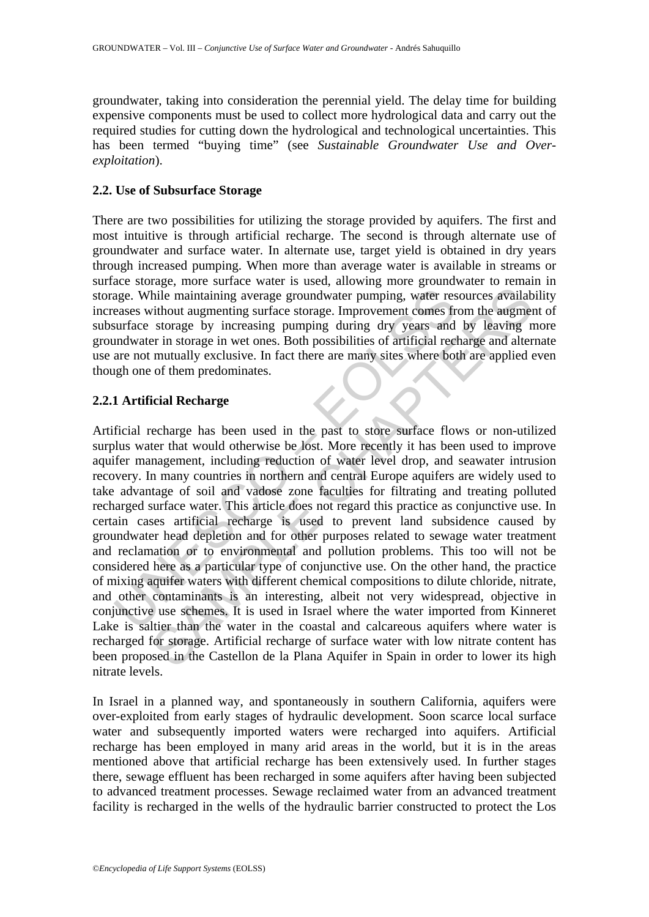groundwater, taking into consideration the perennial yield. The delay time for building expensive components must be used to collect more hydrological data and carry out the required studies for cutting down the hydrological and technological uncertainties. This has been termed "buying time" (see *Sustainable Groundwater Use and Over-exploitation*).

### 2.2. Use of Subsurface Storage

There are two possibilities for utilizing the storage provided by aquifers. The first and most intuitive is through artificial recharge. The second is through alternate use of groundwater and surface water. In alternate use, target yield is obtained in dry years through increased pumping. When more than average water is available in streams or surface storage, more surface water is used, allowing more groundwater to remain in storage. While maintaining average groundwater pumping, water resources availability increases without augmenting surface storage. Improvement comes from the augment of subsurface storage by increasing pumping during dry years and by leaving more groundwater in storage in wet ones. Both possibilities of artificial recharge and alternate use are not mutually exclusive. In fact there are many sites where both are applied even though one of them predominates.

#### 2.2.1 Artificial Recharge

Artificial recharge has been used in the past to store surface flows or non-utilized surplus water that would otherwise be lost. More recently it has been used to improve aquifer management, including reduction of water level drop, and seawater intrusion recovery. In many countries in northern and central Europe aquifers are widely used to take advantage of soil and vadose zone faculties for filtrating and treating polluted recharged surface water. This article does not regard this practice as conjunctive use. In certain cases artificial recharge is used to prevent land subsidence caused by groundwater head depletion and for other purposes related to sewage water treatment and reclamation or to environmental and pollution problems. This too will not be considered here as a particular type of conjunctive use. On the other hand, the practice of mixing aquifer waters with different chemical compositions to dilute chloride, nitrate, and other contaminants is an interesting, albeit not very widespread, objective in conjunctive use schemes. It is used in Israel where the water imported from Kinneret Lake is saltier than the water in the coastal and calcareous aquifers where water is recharged for storage. Artificial recharge of surface water with low nitrate content has been proposed in the Castellon de la Plana Aquifer in Spain in order to lower its high nitrate levels.

In Israel in a planned way, and spontaneously in southern California, aquifers were over-exploited from early stages of hydraulic development. Soon scarce local surface water and subsequently imported waters were recharged into aquifers. Artificial recharge has been employed in many arid areas in the world, but it is in the areas mentioned above that artificial recharge has been extensively used. In further stages there, sewage effluent has been recharged in some aquifers after having been subjected to advanced treatment processes. Sewage reclaimed water from an advanced treatment facility is recharged in the wells of the hydraulic barrier constructed to protect the Los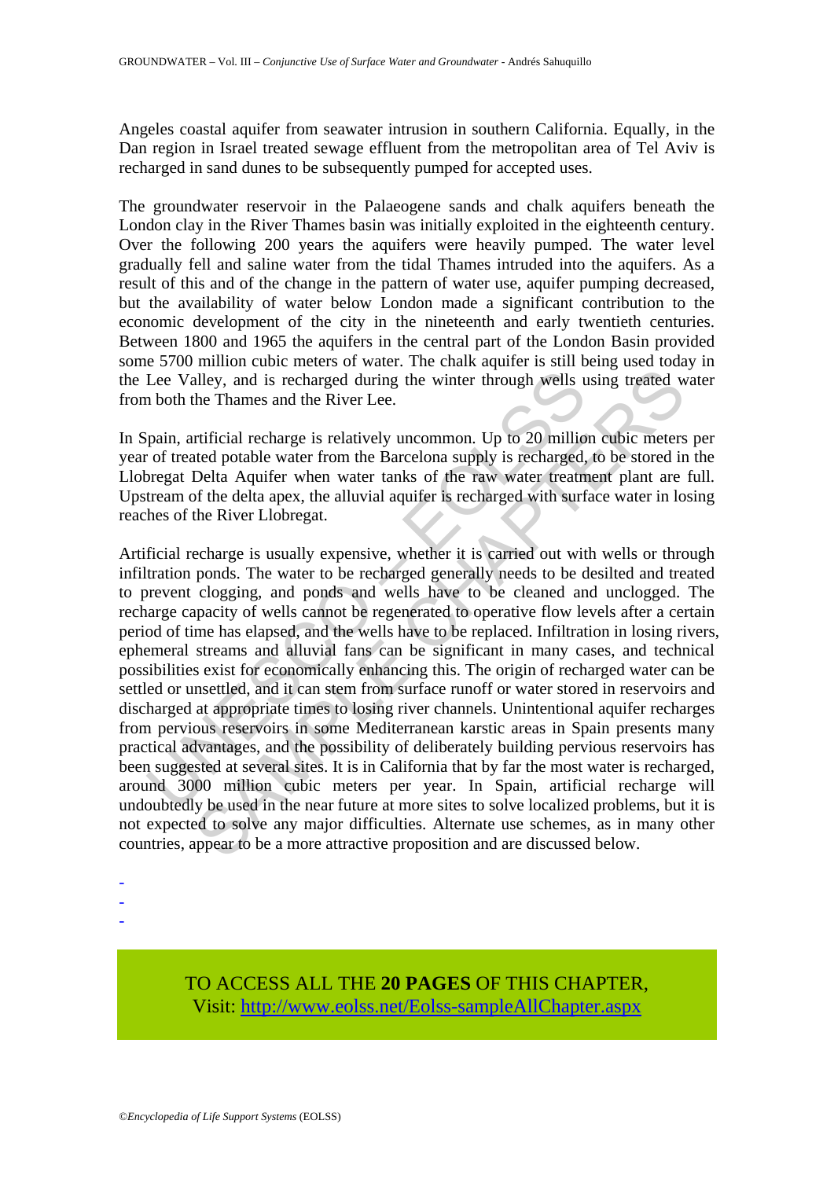Angeles coastal aquifer from seawater intrusion in southern California. Equally, in the Dan region in Israel treated sewage effluent from the metropolitan area of Tel Aviv is recharged in sand dunes to be subsequently pumped for accepted uses.

The groundwater reservoir in the Palaeogene sands and chalk aquifers beneath the London clay in the River Thames basin was initially exploited in the eighteenth century. Over the following 200 years the aquifers were heavily pumped. The water level gradually fell and saline water from the tidal Thames intruded into the aquifers. As a result of this and of the change in the pattern of water use, aquifer pumping decreased, but the availability of water below London made a significant contribution to the economic development of the city in the nineteenth and early twentieth centuries. Between 1800 and 1965 the aquifers in the central part of the London Basin provided some 5700 million cubic meters of water. The chalk aquifer is still being used today in the Lee Valley, and is recharged during the winter through wells using treated water from both the Thames and the River Lee.

In Spain, artificial recharge is relatively uncommon. Up to 20 million cubic meters per year of treated potable water from the Barcelona supply is recharged, to be stored in the Llobregat Delta Aquifer when water tanks of the raw water treatment plant are full. Upstream of the delta apex, the alluvial aquifer is recharged with surface water in losing reaches of the River Llobregat.

Artificial recharge is usually expensive, whether it is carried out with wells or through infiltration ponds. The water to be recharged generally needs to be desilted and treated to prevent clogging, and ponds and wells have to be cleaned and unclogged. The recharge capacity of wells cannot be regenerated to operative flow levels after a certain period of time has elapsed, and the wells have to be replaced. Infiltration in losing rivers, ephemeral streams and alluvial fans can be significant in many cases, and technical possibilities exist for economically enhancing this. The origin of recharged water can be settled or unsettled, and it can stem from surface runoff or water stored in reservoirs and discharged at appropriate times to losing river channels. Unintentional aquifer recharges from pervious reservoirs in some Mediterranean karstic areas in Spain presents many practical advantages, and the possibility of deliberately building pervious reservoirs has been suggested at several sites. It is in California that by far the most water is recharged, around 3000 million cubic meters per year. In Spain, artificial recharge will undoubtedly be used in the near future at more sites to solve localized problems, but it is not expected to solve any major difficulties. Alternate use schemes, as in many other countries, appear to be a more attractive proposition and are discussed below.

-
-
-

TO ACCESS ALL THE **20 PAGES** OF THIS CHAPTER,
Visit: http://www.eolss.net/Eolss-sampleAllChapter.aspx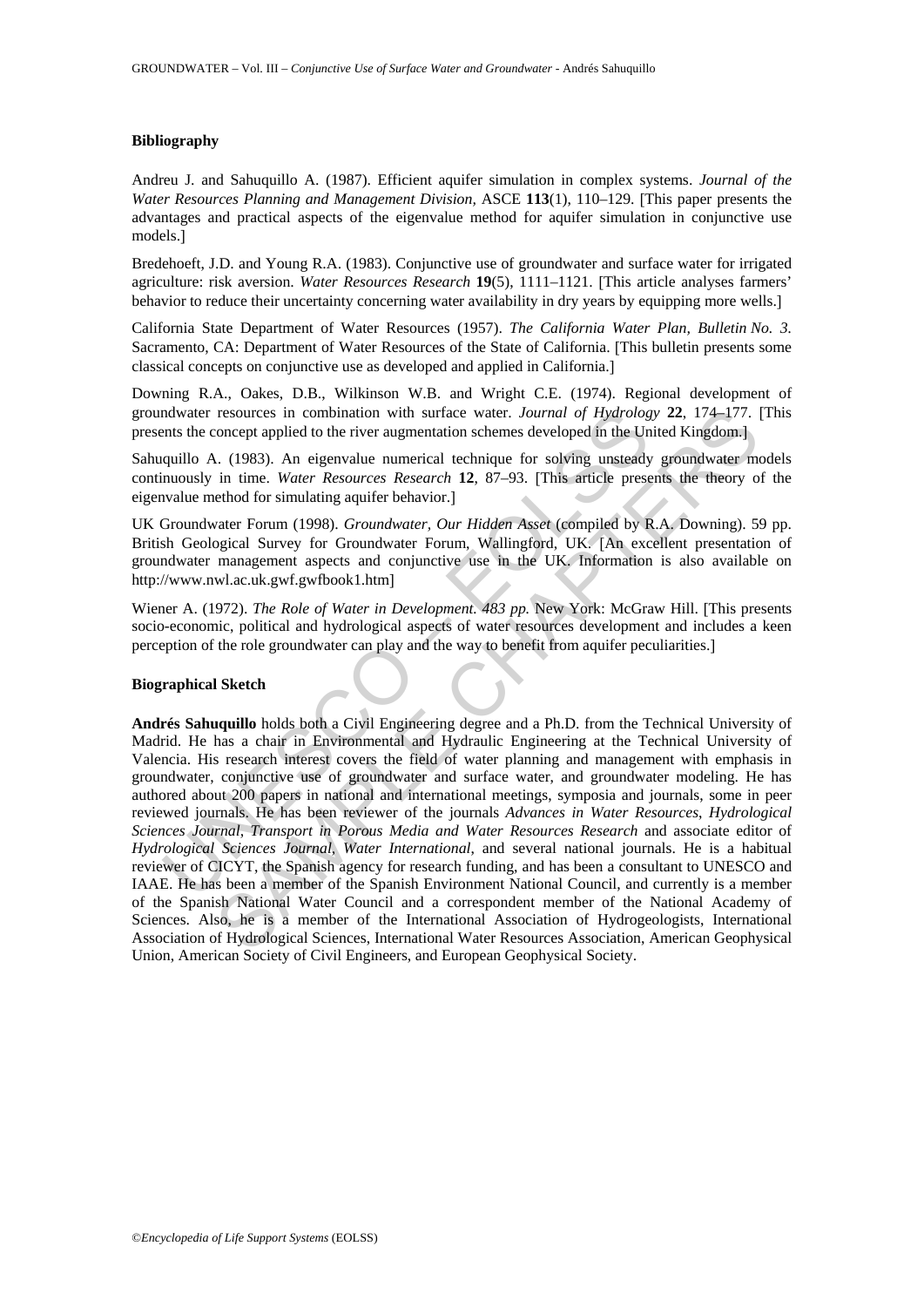### Bibliography

Andreu J. and Sahuquillo A. (1987). Efficient aquifer simulation in complex systems. *Journal of the Water Resources Planning and Management Division*, ASCE **113**(1), 110–129. [This paper presents the advantages and practical aspects of the eigenvalue method for aquifer simulation in conjunctive use models.]

Bredehoeft, J.D. and Young R.A. (1983). Conjunctive use of groundwater and surface water for irrigated agriculture: risk aversion. *Water Resources Research* **19**(5), 1111–1121. [This article analyses farmers' behavior to reduce their uncertainty concerning water availability in dry years by equipping more wells.]

California State Department of Water Resources (1957). *The California Water Plan, Bulletin No. 3*. Sacramento, CA: Department of Water Resources of the State of California. [This bulletin presents some classical concepts on conjunctive use as developed and applied in California.]

Downing R.A., Oakes, D.B., Wilkinson W.B. and Wright C.E. (1974). Regional development of groundwater resources in combination with surface water. *Journal of Hydrology* **22**, 174–177. [This presents the concept applied to the river augmentation schemes developed in the United Kingdom.]

Sahuquillo A. (1983). An eigenvalue numerical technique for solving unsteady groundwater models continuously in time. *Water Resources Research* **12**, 87–93. [This article presents the theory of the eigenvalue method for simulating aquifer behavior.]

UK Groundwater Forum (1998). *Groundwater, Our Hidden Asset* (compiled by R.A. Downing). 59 pp. British Geological Survey for Groundwater Forum, Wallingford, UK. [An excellent presentation of groundwater management aspects and conjunctive use in the UK. Information is also available on http://www.nwl.ac.uk.gwf.gwfbook1.htm]

Wiener A. (1972). *The Role of Water in Development. 483 pp.* New York: McGraw Hill. [This presents socio-economic, political and hydrological aspects of water resources development and includes a keen perception of the role groundwater can play and the way to benefit from aquifer peculiarities.]

### Biographical Sketch

**Andrés Sahuquillo** holds both a Civil Engineering degree and a Ph.D. from the Technical University of Madrid. He has a chair in Environmental and Hydraulic Engineering at the Technical University of Valencia. His research interest covers the field of water planning and management with emphasis in groundwater, conjunctive use of groundwater and surface water, and groundwater modeling. He has authored about 200 papers in national and international meetings, symposia and journals, some in peer reviewed journals. He has been reviewer of the journals *Advances in Water Resources*, *Hydrological Sciences Journal*, *Transport in Porous Media and Water Resources Research* and associate editor of *Hydrological Sciences Journal*, *Water International*, and several national journals. He is a habitual reviewer of CICYT, the Spanish agency for research funding, and has been a consultant to UNESCO and IAAE. He has been a member of the Spanish Environment National Council, and currently is a member of the Spanish National Water Council and a correspondent member of the National Academy of Sciences. Also, he is a member of the International Association of Hydrogeologists, International Association of Hydrological Sciences, International Water Resources Association, American Geophysical Union, American Society of Civil Engineers, and European Geophysical Society.